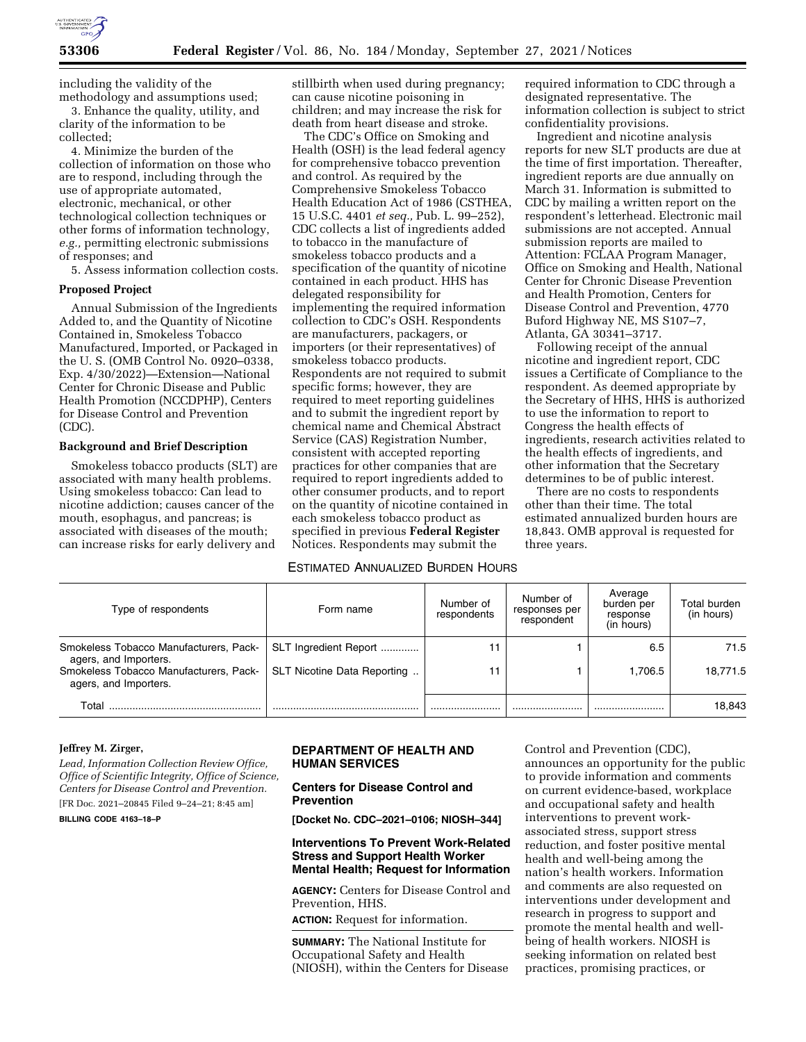including the validity of the methodology and assumptions used;

3. Enhance the quality, utility, and clarity of the information to be collected;

4. Minimize the burden of the collection of information on those who are to respond, including through the use of appropriate automated, electronic, mechanical, or other technological collection techniques or other forms of information technology, *e.g.,* permitting electronic submissions of responses; and

5. Assess information collection costs.

**Proposed Project**

Annual Submission of the Ingredients Added to, and the Quantity of Nicotine Contained in, Smokeless Tobacco Manufactured, Imported, or Packaged in the U. S. (OMB Control No. 0920–0338, Exp. 4/30/2022)—Extension—National Center for Chronic Disease and Public Health Promotion (NCCDPHP), Centers for Disease Control and Prevention (CDC).

**Background and Brief Description**

Smokeless tobacco products (SLT) are associated with many health problems. Using smokeless tobacco: Can lead to nicotine addiction; causes cancer of the mouth, esophagus, and pancreas; is associated with diseases of the mouth; can increase risks for early delivery and stillbirth when used during pregnancy; can cause nicotine poisoning in children; and may increase the risk for death from heart disease and stroke.

The CDC's Office on Smoking and Health (OSH) is the lead federal agency for comprehensive tobacco prevention and control. As required by the Comprehensive Smokeless Tobacco Health Education Act of 1986 (CSTHEA, 15 U.S.C. 4401 *et seq.,* Pub. L. 99–252), CDC collects a list of ingredients added to tobacco in the manufacture of smokeless tobacco products and a specification of the quantity of nicotine contained in each product. HHS has delegated responsibility for implementing the required information collection to CDC's OSH. Respondents are manufacturers, packagers, or importers (or their representatives) of smokeless tobacco products. Respondents are not required to submit specific forms; however, they are required to meet reporting guidelines and to submit the ingredient report by chemical name and Chemical Abstract Service (CAS) Registration Number, consistent with accepted reporting practices for other companies that are required to report ingredients added to other consumer products, and to report on the quantity of nicotine contained in each smokeless tobacco product as specified in previous **Federal Register** Notices. Respondents may submit the required information to CDC through a designated representative. The information collection is subject to strict confidentiality provisions.

Ingredient and nicotine analysis reports for new SLT products are due at the time of first importation. Thereafter, ingredient reports are due annually on March 31. Information is submitted to CDC by mailing a written report on the respondent's letterhead. Electronic mail submissions are not accepted. Annual submission reports are mailed to Attention: FCLAA Program Manager, Office on Smoking and Health, National Center for Chronic Disease Prevention and Health Promotion, Centers for Disease Control and Prevention, 4770 Buford Highway NE, MS S107–7, Atlanta, GA 30341–3717.

Following receipt of the annual nicotine and ingredient report, CDC issues a Certificate of Compliance to the respondent. As deemed appropriate by the Secretary of HHS, HHS is authorized to use the information to report to Congress the health effects of ingredients, research activities related to the health effects of ingredients, and other information that the Secretary determines to be of public interest.

There are no costs to respondents other than their time. The total estimated annualized burden hours are 18,843. OMB approval is requested for three years.

ESTIMATED ANNUALIZED BURDEN HOURS

| Type of respondents | Form name | Number of respondents | Number of responses per respondent | Average burden per response (in hours) | Total burden (in hours) |
|---|---|---|---|---|---|
| Smokeless Tobacco Manufacturers, Packagers, and Importers. | SLT Ingredient Report | 11 | 1 | 6.5 | 71.5 |
| Smokeless Tobacco Manufacturers, Packagers, and Importers. | SLT Nicotine Data Reporting | 11 | 1 | 1,706.5 | 18,771.5 |
| Total | | | | | 18,843 |

**Jeffrey M. Zirger,**

*Lead, Information Collection Review Office, Office of Scientific Integrity, Office of Science, Centers for Disease Control and Prevention.*

[FR Doc. 2021–20845 Filed 9–24–21; 8:45 am]

**BILLING CODE 4163–18–P**

## DEPARTMENT OF HEALTH AND HUMAN SERVICES

### Centers for Disease Control and Prevention

**[Docket No. CDC–2021–0106; NIOSH–344]**

### Interventions To Prevent Work-Related Stress and Support Health Worker Mental Health; Request for Information

**AGENCY:** Centers for Disease Control and Prevention, HHS.

**ACTION:** Request for information.

**SUMMARY:** The National Institute for Occupational Safety and Health (NIOSH), within the Centers for Disease Control and Prevention (CDC), announces an opportunity for the public to provide information and comments on current evidence-based, workplace and occupational safety and health interventions to prevent work-associated stress, support stress reduction, and foster positive mental health and well-being among the nation's health workers. Information and comments are also requested on interventions under development and research in progress to support and promote the mental health and well-being of health workers. NIOSH is seeking information on related best practices, promising practices, or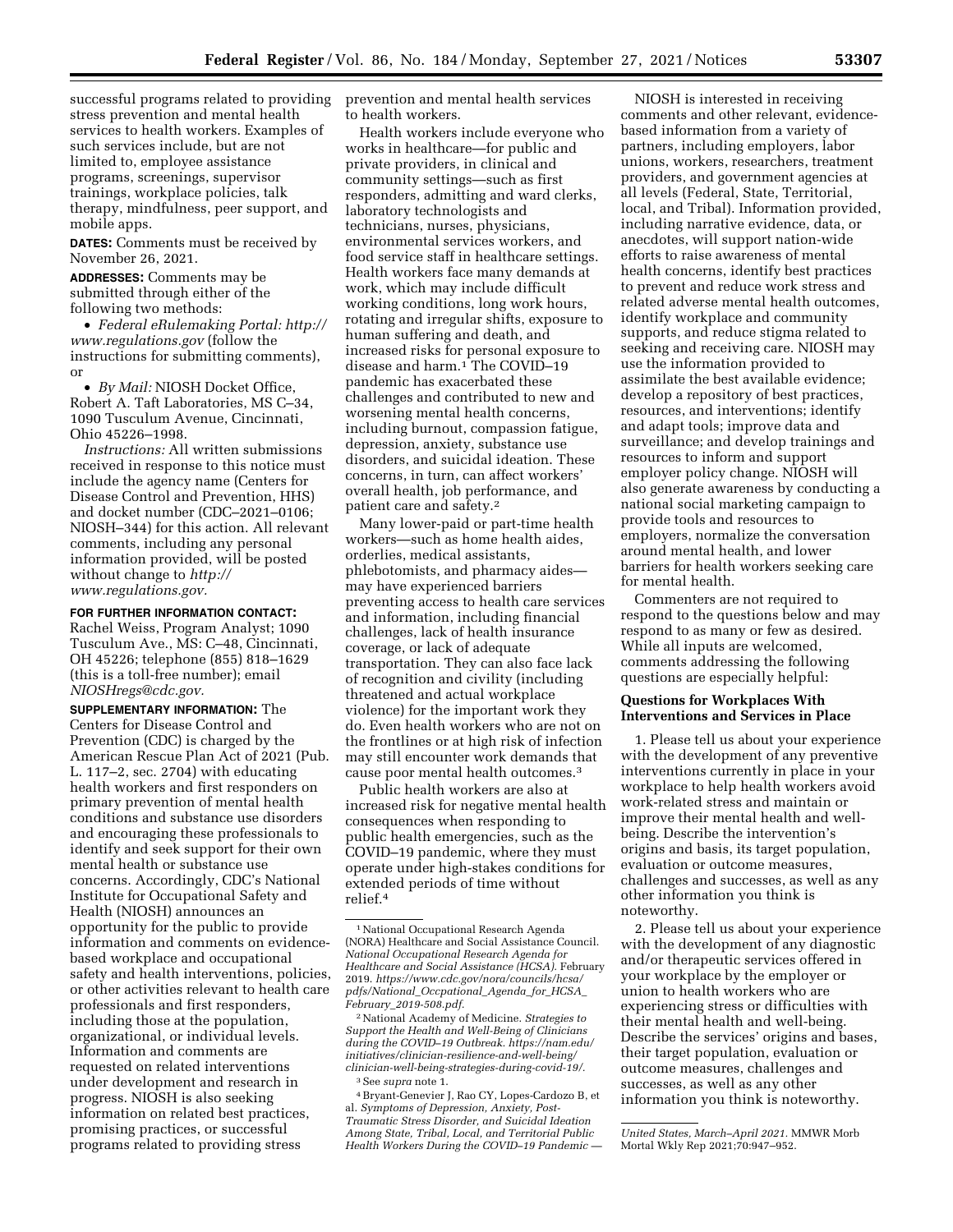successful programs related to providing stress prevention and mental health services to health workers. Examples of such services include, but are not limited to, employee assistance programs, screenings, supervisor trainings, workplace policies, talk therapy, mindfulness, peer support, and mobile apps.

**DATES:** Comments must be received by November 26, 2021.

**ADDRESSES:** Comments may be submitted through either of the following two methods:

- *Federal eRulemaking Portal: http://www.regulations.gov* (follow the instructions for submitting comments), or
- *By Mail:* NIOSH Docket Office, Robert A. Taft Laboratories, MS C–34, 1090 Tusculum Avenue, Cincinnati, Ohio 45226–1998.

*Instructions:* All written submissions received in response to this notice must include the agency name (Centers for Disease Control and Prevention, HHS) and docket number (CDC–2021–0106; NIOSH–344) for this action. All relevant comments, including any personal information provided, will be posted without change to *http://www.regulations.gov.*

**FOR FURTHER INFORMATION CONTACT:** Rachel Weiss, Program Analyst; 1090 Tusculum Ave., MS: C–48, Cincinnati, OH 45226; telephone (855) 818–1629 (this is a toll-free number); email *NIOSHregs@cdc.gov.*

**SUPPLEMENTARY INFORMATION:** The Centers for Disease Control and Prevention (CDC) is charged by the American Rescue Plan Act of 2021 (Pub. L. 117–2, sec. 2704) with educating health workers and first responders on primary prevention of mental health conditions and substance use disorders and encouraging these professionals to identify and seek support for their own mental health or substance use concerns. Accordingly, CDC's National Institute for Occupational Safety and Health (NIOSH) announces an opportunity for the public to provide information and comments on evidence-based workplace and occupational safety and health interventions, policies, or other activities relevant to health care professionals and first responders, including those at the population, organizational, or individual levels. Information and comments are requested on related interventions under development and research in progress. NIOSH is also seeking information on related best practices, promising practices, or successful programs related to providing stress prevention and mental health services to health workers.

Health workers include everyone who works in healthcare—for public and private providers, in clinical and community settings—such as first responders, admitting and ward clerks, laboratory technologists and technicians, nurses, physicians, environmental services workers, and food service staff in healthcare settings. Health workers face many demands at work, which may include difficult working conditions, long work hours, rotating and irregular shifts, exposure to human suffering and death, and increased risks for personal exposure to disease and harm.[1] The COVID–19 pandemic has exacerbated these challenges and contributed to new and worsening mental health concerns, including burnout, compassion fatigue, depression, anxiety, substance use disorders, and suicidal ideation. These concerns, in turn, can affect workers' overall health, job performance, and patient care and safety.[2]

Many lower-paid or part-time health workers—such as home health aides, orderlies, medical assistants, phlebotomists, and pharmacy aides—may have experienced barriers preventing access to health care services and information, including financial challenges, lack of health insurance coverage, or lack of adequate transportation. They can also face lack of recognition and civility (including threatened and actual workplace violence) for the important work they do. Even health workers who are not on the frontlines or at high risk of infection may still encounter work demands that cause poor mental health outcomes.[3]

Public health workers are also at increased risk for negative mental health consequences when responding to public health emergencies, such as the COVID–19 pandemic, where they must operate under high-stakes conditions for extended periods of time without relief.[4]

NIOSH is interested in receiving comments and other relevant, evidence-based information from a variety of partners, including employers, labor unions, workers, researchers, treatment providers, and government agencies at all levels (Federal, State, Territorial, local, and Tribal). Information provided, including narrative evidence, data, or anecdotes, will support nation-wide efforts to raise awareness of mental health concerns, identify best practices to prevent and reduce work stress and related adverse mental health outcomes, identify workplace and community supports, and reduce stigma related to seeking and receiving care. NIOSH may use the information provided to assimilate the best available evidence; develop a repository of best practices, resources, and interventions; identify and adapt tools; improve data and surveillance; and develop trainings and resources to inform and support employer policy change. NIOSH will also generate awareness by conducting a national social marketing campaign to provide tools and resources to employers, normalize the conversation around mental health, and lower barriers for health workers seeking care for mental health.

Commenters are not required to respond to the questions below and may respond to as many or few as desired. While all inputs are welcomed, comments addressing the following questions are especially helpful:

### Questions for Workplaces With Interventions and Services in Place

1. Please tell us about your experience with the development of any preventive interventions currently in place in your workplace to help health workers avoid work-related stress and maintain or improve their mental health and well-being. Describe the intervention's origins and basis, its target population, evaluation or outcome measures, challenges and successes, as well as any other information you think is noteworthy.

2. Please tell us about your experience with the development of any diagnostic and/or therapeutic services offered in your workplace by the employer or union to health workers who are experiencing stress or difficulties with their mental health and well-being. Describe the services' origins and bases, their target population, evaluation or outcome measures, challenges and successes, as well as any other information you think is noteworthy.

---

[1] National Occupational Research Agenda (NORA) Healthcare and Social Assistance Council. *National Occupational Research Agenda for Healthcare and Social Assistance (HCSA).* February 2019. *https://www.cdc.gov/nora/councils/hcsa/pdfs/National_Occpational_Agenda_for_HCSA_February_2019-508.pdf.*

[2] National Academy of Medicine. *Strategies to Support the Health and Well-Being of Clinicians during the COVID–19 Outbreak. https://nam.edu/initiatives/clinician-resilience-and-well-being/clinician-well-being-strategies-during-covid-19/.*

[3] See *supra* note 1.

[4] Bryant-Genevier J, Rao CY, Lopes-Cardozo B, et al. *Symptoms of Depression, Anxiety, Post-Traumatic Stress Disorder, and Suicidal Ideation Among State, Tribal, Local, and Territorial Public Health Workers During the COVID–19 Pandemic — United States, March–April 2021.* MMWR Morb Mortal Wkly Rep 2021;70:947–952.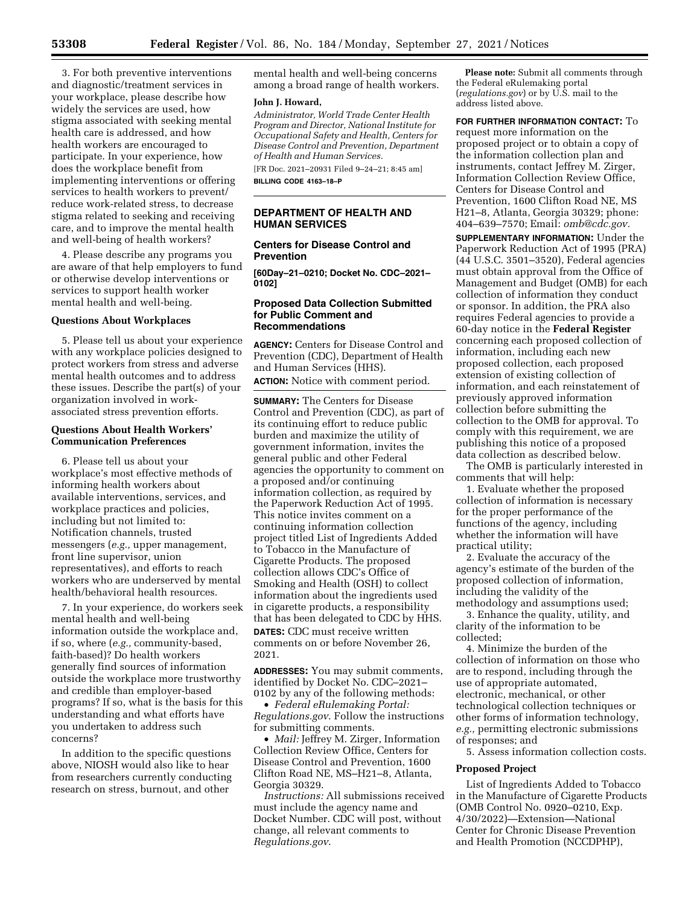3. For both preventive interventions and diagnostic/treatment services in your workplace, please describe how widely the services are used, how stigma associated with seeking mental health care is addressed, and how health workers are encouraged to participate. In your experience, how does the workplace benefit from implementing interventions or offering services to health workers to prevent/reduce work-related stress, to decrease stigma related to seeking and receiving care, and to improve the mental health and well-being of health workers?

4. Please describe any programs you are aware of that help employers to fund or otherwise develop interventions or services to support health worker mental health and well-being.

### Questions About Workplaces

5. Please tell us about your experience with any workplace policies designed to protect workers from stress and adverse mental health outcomes and to address these issues. Describe the part(s) of your organization involved in work-associated stress prevention efforts.

### Questions About Health Workers' Communication Preferences

6. Please tell us about your workplace's most effective methods of informing health workers about available interventions, services, and workplace practices and policies, including but not limited to: Notification channels, trusted messengers (*e.g.,* upper management, front line supervisor, union representatives), and efforts to reach workers who are underserved by mental health/behavioral health resources.

7. In your experience, do workers seek mental health and well-being information outside the workplace and, if so, where (*e.g.,* community-based, faith-based)? Do health workers generally find sources of information outside the workplace more trustworthy and credible than employer-based programs? If so, what is the basis for this understanding and what efforts have you undertaken to address such concerns?

In addition to the specific questions above, NIOSH would also like to hear from researchers currently conducting research on stress, burnout, and other mental health and well-being concerns among a broad range of health workers.

**John J. Howard,**

*Administrator, World Trade Center Health Program and Director, National Institute for Occupational Safety and Health, Centers for Disease Control and Prevention, Department of Health and Human Services.*

[FR Doc. 2021–20931 Filed 9–24–21; 8:45 am]

**BILLING CODE 4163–18–P**

---

## DEPARTMENT OF HEALTH AND HUMAN SERVICES

### Centers for Disease Control and Prevention

**[60Day–21–0210; Docket No. CDC–2021–0102]**

### Proposed Data Collection Submitted for Public Comment and Recommendations

**AGENCY:** Centers for Disease Control and Prevention (CDC), Department of Health and Human Services (HHS).

**ACTION:** Notice with comment period.

**SUMMARY:** The Centers for Disease Control and Prevention (CDC), as part of its continuing effort to reduce public burden and maximize the utility of government information, invites the general public and other Federal agencies the opportunity to comment on a proposed and/or continuing information collection, as required by the Paperwork Reduction Act of 1995. This notice invites comment on a continuing information collection project titled List of Ingredients Added to Tobacco in the Manufacture of Cigarette Products. The proposed collection allows CDC's Office of Smoking and Health (OSH) to collect information about the ingredients used in cigarette products, a responsibility that has been delegated to CDC by HHS.

**DATES:** CDC must receive written comments on or before November 26, 2021.

**ADDRESSES:** You may submit comments, identified by Docket No. CDC–2021–0102 by any of the following methods:

- *Federal eRulemaking Portal: Regulations.gov.* Follow the instructions for submitting comments.
- *Mail:* Jeffrey M. Zirger, Information Collection Review Office, Centers for Disease Control and Prevention, 1600 Clifton Road NE, MS–H21–8, Atlanta, Georgia 30329.

*Instructions:* All submissions received must include the agency name and Docket Number. CDC will post, without change, all relevant comments to *Regulations.gov.*

**Please note:** Submit all comments through the Federal eRulemaking portal (*regulations.gov*) or by U.S. mail to the address listed above.

**FOR FURTHER INFORMATION CONTACT:** To request more information on the proposed project or to obtain a copy of the information collection plan and instruments, contact Jeffrey M. Zirger, Information Collection Review Office, Centers for Disease Control and Prevention, 1600 Clifton Road NE, MS H21–8, Atlanta, Georgia 30329; phone: 404–639–7570; Email: *omb@cdc.gov.*

**SUPPLEMENTARY INFORMATION:** Under the Paperwork Reduction Act of 1995 (PRA) (44 U.S.C. 3501–3520), Federal agencies must obtain approval from the Office of Management and Budget (OMB) for each collection of information they conduct or sponsor. In addition, the PRA also requires Federal agencies to provide a 60-day notice in the **Federal Register** concerning each proposed collection of information, including each new proposed collection, each proposed extension of existing collection of information, and each reinstatement of previously approved information collection before submitting the collection to the OMB for approval. To comply with this requirement, we are publishing this notice of a proposed data collection as described below.

The OMB is particularly interested in comments that will help:

1. Evaluate whether the proposed collection of information is necessary for the proper performance of the functions of the agency, including whether the information will have practical utility;
2. Evaluate the accuracy of the agency's estimate of the burden of the proposed collection of information, including the validity of the methodology and assumptions used;
3. Enhance the quality, utility, and clarity of the information to be collected;
4. Minimize the burden of the collection of information on those who are to respond, including through the use of appropriate automated, electronic, mechanical, or other technological collection techniques or other forms of information technology, *e.g.,* permitting electronic submissions of responses; and
5. Assess information collection costs.

### Proposed Project

List of Ingredients Added to Tobacco in the Manufacture of Cigarette Products (OMB Control No. 0920–0210, Exp. 4/30/2022)—Extension—National Center for Chronic Disease Prevention and Health Promotion (NCCDPHP),